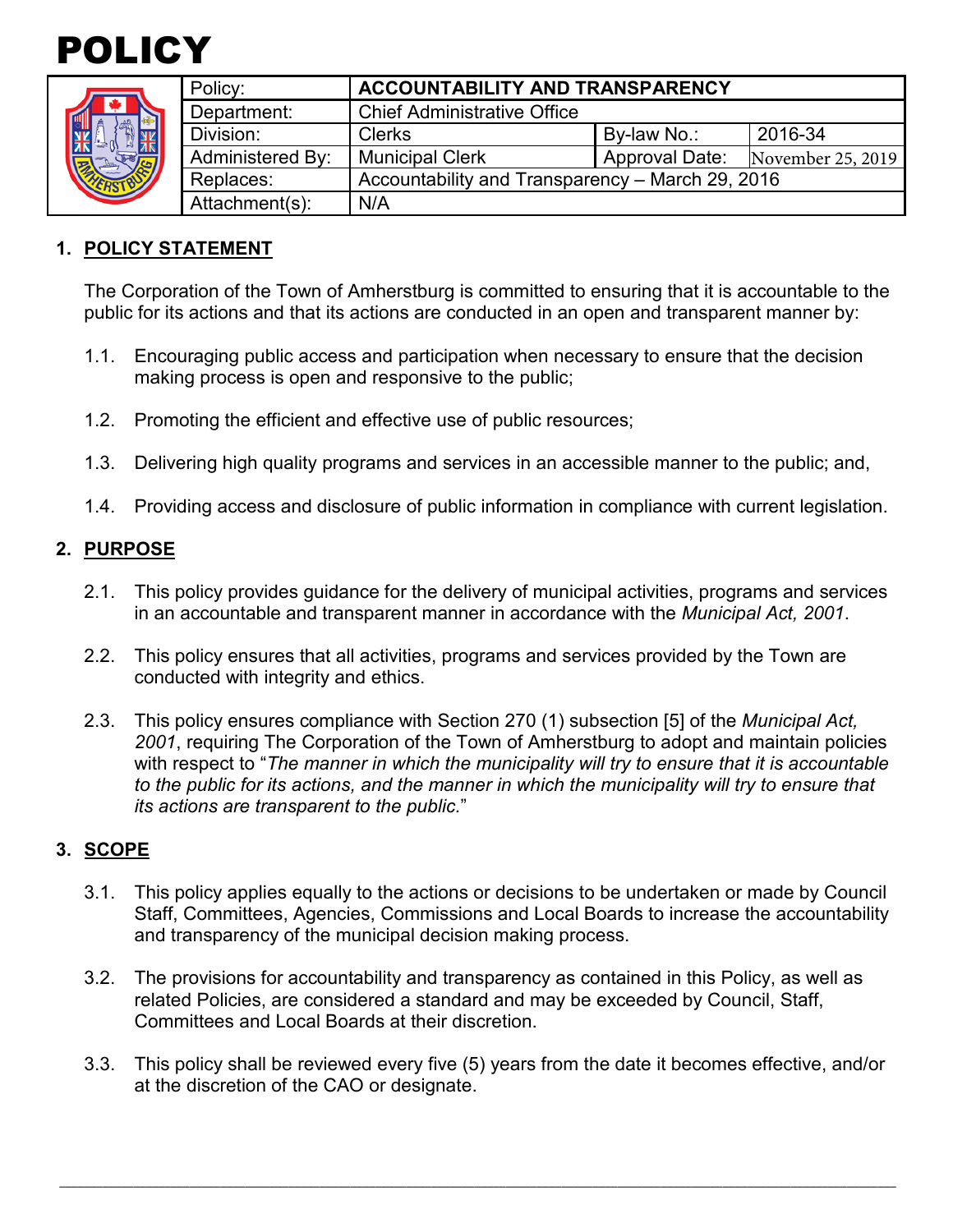# POLICY

| Policy: | ACCOUNTABILITY AND TRANSPARENCY | | |
|---|---|---|---|
| Department: | Chief Administrative Office | | |
| Division: | Clerks | By-law No.: | 2016-34 |
| Administered By: | Municipal Clerk | Approval Date: | November 25, 2019 |
| Replaces: | Accountability and Transparency – March 29, 2016 | | |
| Attachment(s): | N/A | | |

## 1. POLICY STATEMENT

The Corporation of the Town of Amherstburg is committed to ensuring that it is accountable to the public for its actions and that its actions are conducted in an open and transparent manner by:

1.1. Encouraging public access and participation when necessary to ensure that the decision making process is open and responsive to the public;

1.2. Promoting the efficient and effective use of public resources;

1.3. Delivering high quality programs and services in an accessible manner to the public; and,

1.4. Providing access and disclosure of public information in compliance with current legislation.

## 2. PURPOSE

2.1. This policy provides guidance for the delivery of municipal activities, programs and services in an accountable and transparent manner in accordance with the *Municipal Act, 2001*.

2.2. This policy ensures that all activities, programs and services provided by the Town are conducted with integrity and ethics.

2.3. This policy ensures compliance with Section 270 (1) subsection [5] of the *Municipal Act, 2001*, requiring The Corporation of the Town of Amherstburg to adopt and maintain policies with respect to "*The manner in which the municipality will try to ensure that it is accountable to the public for its actions, and the manner in which the municipality will try to ensure that its actions are transparent to the public.*"

## 3. SCOPE

3.1. This policy applies equally to the actions or decisions to be undertaken or made by Council Staff, Committees, Agencies, Commissions and Local Boards to increase the accountability and transparency of the municipal decision making process.

3.2. The provisions for accountability and transparency as contained in this Policy, as well as related Policies, are considered a standard and may be exceeded by Council, Staff, Committees and Local Boards at their discretion.

3.3. This policy shall be reviewed every five (5) years from the date it becomes effective, and/or at the discretion of the CAO or designate.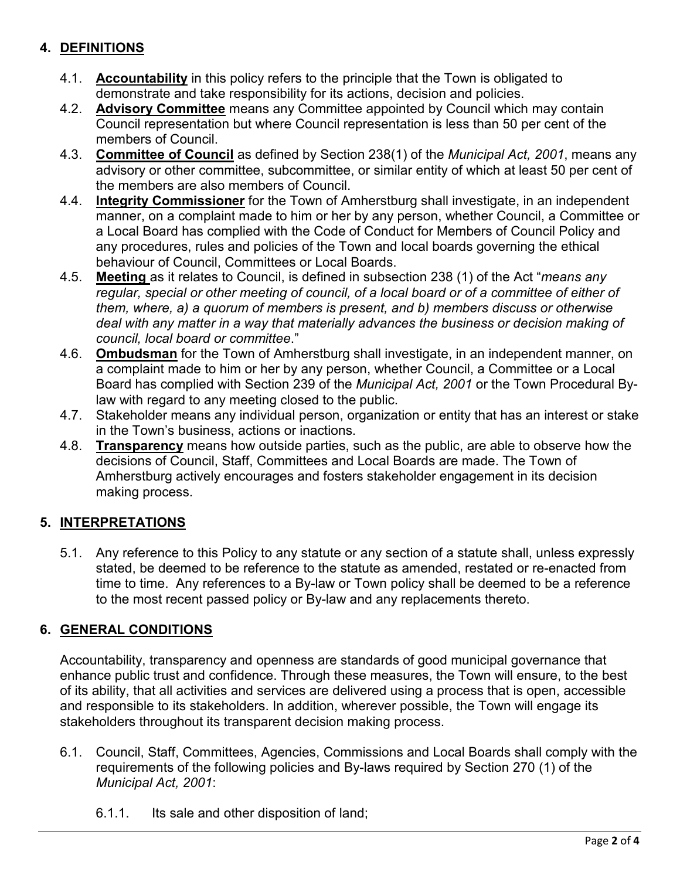## 4. DEFINITIONS

4.1. **Accountability** in this policy refers to the principle that the Town is obligated to demonstrate and take responsibility for its actions, decision and policies.

4.2. **Advisory Committee** means any Committee appointed by Council which may contain Council representation but where Council representation is less than 50 per cent of the members of Council.

4.3. **Committee of Council** as defined by Section 238(1) of the *Municipal Act, 2001*, means any advisory or other committee, subcommittee, or similar entity of which at least 50 per cent of the members are also members of Council.

4.4. **Integrity Commissioner** for the Town of Amherstburg shall investigate, in an independent manner, on a complaint made to him or her by any person, whether Council, a Committee or a Local Board has complied with the Code of Conduct for Members of Council Policy and any procedures, rules and policies of the Town and local boards governing the ethical behaviour of Council, Committees or Local Boards.

4.5. **Meeting** as it relates to Council, is defined in subsection 238 (1) of the Act "*means any regular, special or other meeting of council, of a local board or of a committee of either of them, where, a) a quorum of members is present, and b) members discuss or otherwise deal with any matter in a way that materially advances the business or decision making of council, local board or committee*."

4.6. **Ombudsman** for the Town of Amherstburg shall investigate, in an independent manner, on a complaint made to him or her by any person, whether Council, a Committee or a Local Board has complied with Section 239 of the *Municipal Act, 2001* or the Town Procedural By-law with regard to any meeting closed to the public.

4.7. Stakeholder means any individual person, organization or entity that has an interest or stake in the Town's business, actions or inactions.

4.8. **Transparency** means how outside parties, such as the public, are able to observe how the decisions of Council, Staff, Committees and Local Boards are made. The Town of Amherstburg actively encourages and fosters stakeholder engagement in its decision making process.

## 5. INTERPRETATIONS

5.1. Any reference to this Policy to any statute or any section of a statute shall, unless expressly stated, be deemed to be reference to the statute as amended, restated or re-enacted from time to time. Any references to a By-law or Town policy shall be deemed to be a reference to the most recent passed policy or By-law and any replacements thereto.

## 6. GENERAL CONDITIONS

Accountability, transparency and openness are standards of good municipal governance that enhance public trust and confidence. Through these measures, the Town will ensure, to the best of its ability, that all activities and services are delivered using a process that is open, accessible and responsible to its stakeholders. In addition, wherever possible, the Town will engage its stakeholders throughout its transparent decision making process.

6.1. Council, Staff, Committees, Agencies, Commissions and Local Boards shall comply with the requirements of the following policies and By-laws required by Section 270 (1) of the *Municipal Act, 2001*:

6.1.1. Its sale and other disposition of land;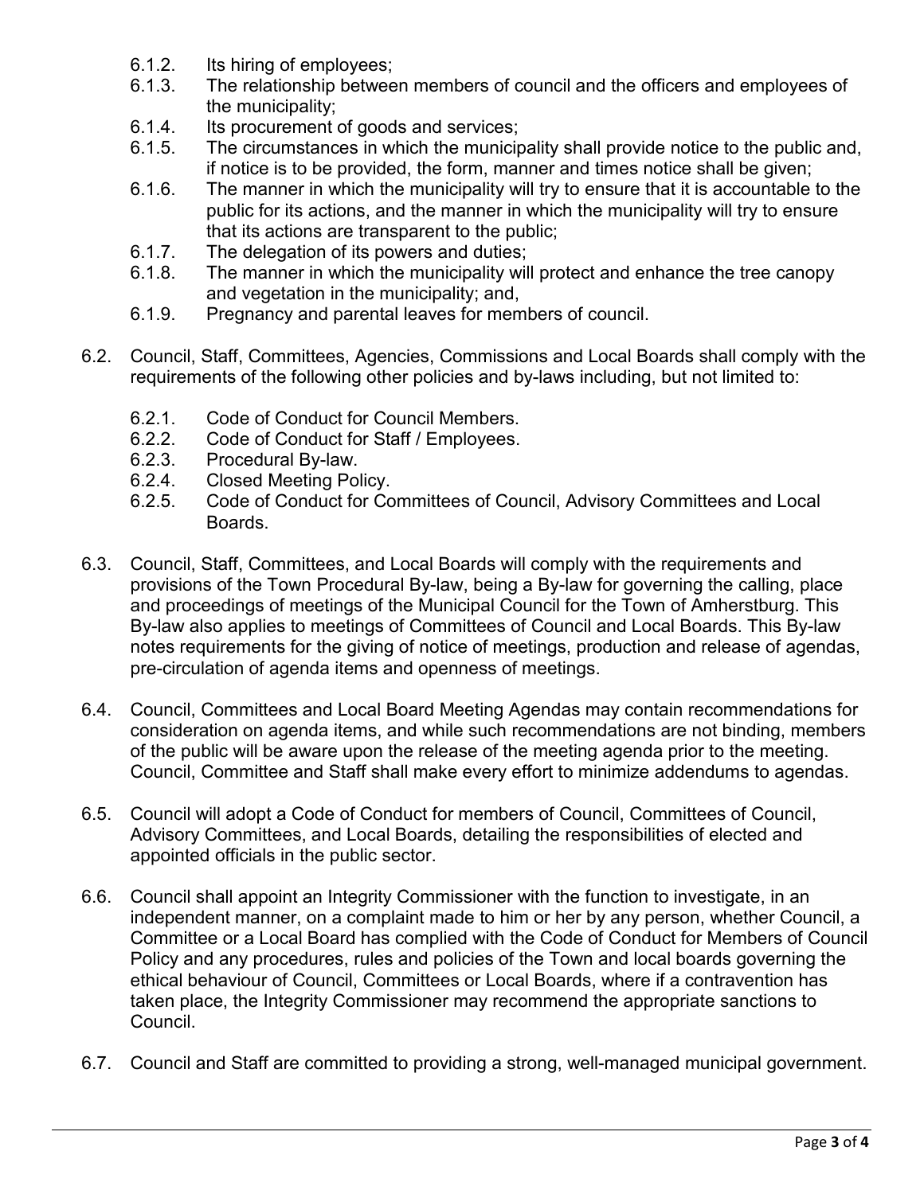- 6.1.2. Its hiring of employees;
- 6.1.3. The relationship between members of council and the officers and employees of the municipality;
- 6.1.4. Its procurement of goods and services;
- 6.1.5. The circumstances in which the municipality shall provide notice to the public and, if notice is to be provided, the form, manner and times notice shall be given;
- 6.1.6. The manner in which the municipality will try to ensure that it is accountable to the public for its actions, and the manner in which the municipality will try to ensure that its actions are transparent to the public;
- 6.1.7. The delegation of its powers and duties;
- 6.1.8. The manner in which the municipality will protect and enhance the tree canopy and vegetation in the municipality; and,
- 6.1.9. Pregnancy and parental leaves for members of council.

6.2. Council, Staff, Committees, Agencies, Commissions and Local Boards shall comply with the requirements of the following other policies and by-laws including, but not limited to:

- 6.2.1. Code of Conduct for Council Members.
- 6.2.2. Code of Conduct for Staff / Employees.
- 6.2.3. Procedural By-law.
- 6.2.4. Closed Meeting Policy.
- 6.2.5. Code of Conduct for Committees of Council, Advisory Committees and Local Boards.

6.3. Council, Staff, Committees, and Local Boards will comply with the requirements and provisions of the Town Procedural By-law, being a By-law for governing the calling, place and proceedings of meetings of the Municipal Council for the Town of Amherstburg. This By-law also applies to meetings of Committees of Council and Local Boards. This By-law notes requirements for the giving of notice of meetings, production and release of agendas, pre-circulation of agenda items and openness of meetings.

6.4. Council, Committees and Local Board Meeting Agendas may contain recommendations for consideration on agenda items, and while such recommendations are not binding, members of the public will be aware upon the release of the meeting agenda prior to the meeting. Council, Committee and Staff shall make every effort to minimize addendums to agendas.

6.5. Council will adopt a Code of Conduct for members of Council, Committees of Council, Advisory Committees, and Local Boards, detailing the responsibilities of elected and appointed officials in the public sector.

6.6. Council shall appoint an Integrity Commissioner with the function to investigate, in an independent manner, on a complaint made to him or her by any person, whether Council, a Committee or a Local Board has complied with the Code of Conduct for Members of Council Policy and any procedures, rules and policies of the Town and local boards governing the ethical behaviour of Council, Committees or Local Boards, where if a contravention has taken place, the Integrity Commissioner may recommend the appropriate sanctions to Council.

6.7. Council and Staff are committed to providing a strong, well-managed municipal government.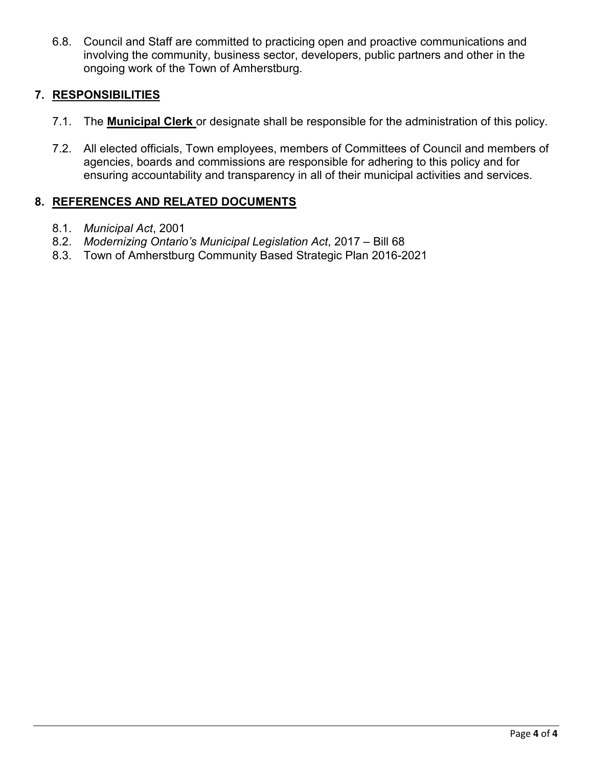6.8. Council and Staff are committed to practicing open and proactive communications and involving the community, business sector, developers, public partners and other in the ongoing work of the Town of Amherstburg.

## 7. RESPONSIBILITIES

7.1. The **Municipal Clerk** or designate shall be responsible for the administration of this policy.

7.2. All elected officials, Town employees, members of Committees of Council and members of agencies, boards and commissions are responsible for adhering to this policy and for ensuring accountability and transparency in all of their municipal activities and services.

## 8. REFERENCES AND RELATED DOCUMENTS

8.1. *Municipal Act*, 2001
8.2. *Modernizing Ontario's Municipal Legislation Act*, 2017 – Bill 68
8.3. Town of Amherstburg Community Based Strategic Plan 2016-2021